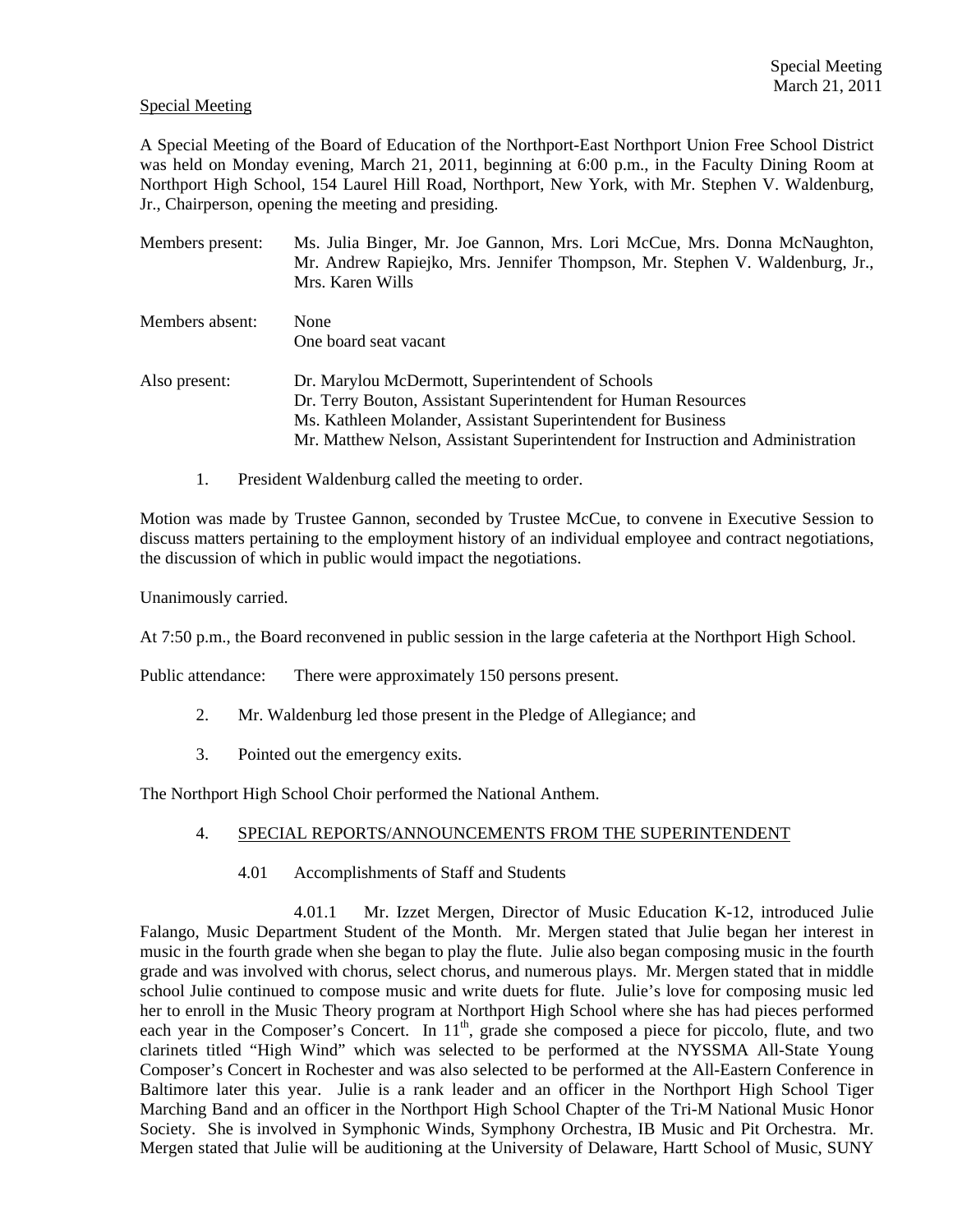Special Meeting

A Special Meeting of the Board of Education of the Northport-East Northport Union Free School District was held on Monday evening, March 21, 2011, beginning at 6:00 p.m., in the Faculty Dining Room at Northport High School, 154 Laurel Hill Road, Northport, New York, with Mr. Stephen V. Waldenburg, Jr., Chairperson, opening the meeting and presiding.

Members present: Ms. Julia Binger, Mr. Joe Gannon, Mrs. Lori McCue, Mrs. Donna McNaughton, Mr. Andrew Rapiejko, Mrs. Jennifer Thompson, Mr. Stephen V. Waldenburg, Jr., Mrs. Karen Wills

Members absent: None
One board seat vacant

Also present: Dr. Marylou McDermott, Superintendent of Schools
Dr. Terry Bouton, Assistant Superintendent for Human Resources
Ms. Kathleen Molander, Assistant Superintendent for Business
Mr. Matthew Nelson, Assistant Superintendent for Instruction and Administration

1. President Waldenburg called the meeting to order.

Motion was made by Trustee Gannon, seconded by Trustee McCue, to convene in Executive Session to discuss matters pertaining to the employment history of an individual employee and contract negotiations, the discussion of which in public would impact the negotiations.

Unanimously carried.

At 7:50 p.m., the Board reconvened in public session in the large cafeteria at the Northport High School.

Public attendance: There were approximately 150 persons present.

2. Mr. Waldenburg led those present in the Pledge of Allegiance; and

3. Pointed out the emergency exits.

The Northport High School Choir performed the National Anthem.

4. SPECIAL REPORTS/ANNOUNCEMENTS FROM THE SUPERINTENDENT

4.01 Accomplishments of Staff and Students

4.01.1 Mr. Izzet Mergen, Director of Music Education K-12, introduced Julie Falango, Music Department Student of the Month. Mr. Mergen stated that Julie began her interest in music in the fourth grade when she began to play the flute. Julie also began composing music in the fourth grade and was involved with chorus, select chorus, and numerous plays. Mr. Mergen stated that in middle school Julie continued to compose music and write duets for flute. Julie's love for composing music led her to enroll in the Music Theory program at Northport High School where she has had pieces performed each year in the Composer's Concert. In 11th, grade she composed a piece for piccolo, flute, and two clarinets titled "High Wind" which was selected to be performed at the NYSSMA All-State Young Composer's Concert in Rochester and was also selected to be performed at the All-Eastern Conference in Baltimore later this year. Julie is a rank leader and an officer in the Northport High School Tiger Marching Band and an officer in the Northport High School Chapter of the Tri-M National Music Honor Society. She is involved in Symphonic Winds, Symphony Orchestra, IB Music and Pit Orchestra. Mr. Mergen stated that Julie will be auditioning at the University of Delaware, Hartt School of Music, SUNY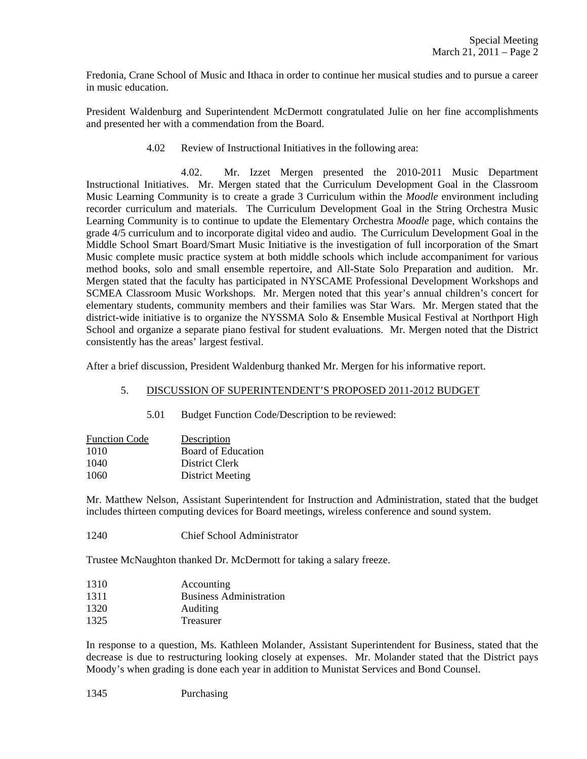Fredonia, Crane School of Music and Ithaca in order to continue her musical studies and to pursue a career in music education.

President Waldenburg and Superintendent McDermott congratulated Julie on her fine accomplishments and presented her with a commendation from the Board.

4.02 Review of Instructional Initiatives in the following area:

4.02. Mr. Izzet Mergen presented the 2010-2011 Music Department Instructional Initiatives. Mr. Mergen stated that the Curriculum Development Goal in the Classroom Music Learning Community is to create a grade 3 Curriculum within the *Moodle* environment including recorder curriculum and materials. The Curriculum Development Goal in the String Orchestra Music Learning Community is to continue to update the Elementary Orchestra *Moodle* page, which contains the grade 4/5 curriculum and to incorporate digital video and audio. The Curriculum Development Goal in the Middle School Smart Board/Smart Music Initiative is the investigation of full incorporation of the Smart Music complete music practice system at both middle schools which include accompaniment for various method books, solo and small ensemble repertoire, and All-State Solo Preparation and audition. Mr. Mergen stated that the faculty has participated in NYSCAME Professional Development Workshops and SCMEA Classroom Music Workshops. Mr. Mergen noted that this year's annual children's concert for elementary students, community members and their families was Star Wars. Mr. Mergen stated that the district-wide initiative is to organize the NYSSMA Solo & Ensemble Musical Festival at Northport High School and organize a separate piano festival for student evaluations. Mr. Mergen noted that the District consistently has the areas' largest festival.

After a brief discussion, President Waldenburg thanked Mr. Mergen for his informative report.

5. DISCUSSION OF SUPERINTENDENT'S PROPOSED 2011-2012 BUDGET

5.01 Budget Function Code/Description to be reviewed:

| Function Code | Description |
|---|---|
| 1010 | Board of Education |
| 1040 | District Clerk |
| 1060 | District Meeting |

Mr. Matthew Nelson, Assistant Superintendent for Instruction and Administration, stated that the budget includes thirteen computing devices for Board meetings, wireless conference and sound system.

1240 Chief School Administrator

Trustee McNaughton thanked Dr. McDermott for taking a salary freeze.

| | |
|---|---|
| 1310 | Accounting |
| 1311 | Business Administration |
| 1320 | Auditing |
| 1325 | Treasurer |

In response to a question, Ms. Kathleen Molander, Assistant Superintendent for Business, stated that the decrease is due to restructuring looking closely at expenses. Mr. Molander stated that the District pays Moody's when grading is done each year in addition to Munistat Services and Bond Counsel.

1345 Purchasing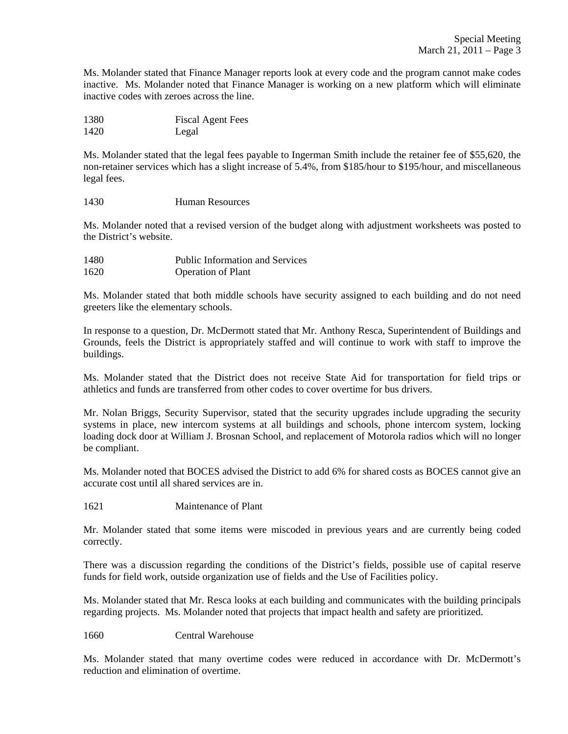Ms. Molander stated that Finance Manager reports look at every code and the program cannot make codes inactive. Ms. Molander noted that Finance Manager is working on a new platform which will eliminate inactive codes with zeroes across the line.

1380 Fiscal Agent Fees
1420 Legal

Ms. Molander stated that the legal fees payable to Ingerman Smith include the retainer fee of $55,620, the non-retainer services which has a slight increase of 5.4%, from $185/hour to $195/hour, and miscellaneous legal fees.

1430 Human Resources

Ms. Molander noted that a revised version of the budget along with adjustment worksheets was posted to the District's website.

1480 Public Information and Services
1620 Operation of Plant

Ms. Molander stated that both middle schools have security assigned to each building and do not need greeters like the elementary schools.

In response to a question, Dr. McDermott stated that Mr. Anthony Resca, Superintendent of Buildings and Grounds, feels the District is appropriately staffed and will continue to work with staff to improve the buildings.

Ms. Molander stated that the District does not receive State Aid for transportation for field trips or athletics and funds are transferred from other codes to cover overtime for bus drivers.

Mr. Nolan Briggs, Security Supervisor, stated that the security upgrades include upgrading the security systems in place, new intercom systems at all buildings and schools, phone intercom system, locking loading dock door at William J. Brosnan School, and replacement of Motorola radios which will no longer be compliant.

Ms. Molander noted that BOCES advised the District to add 6% for shared costs as BOCES cannot give an accurate cost until all shared services are in.

1621 Maintenance of Plant

Mr. Molander stated that some items were miscoded in previous years and are currently being coded correctly.

There was a discussion regarding the conditions of the District's fields, possible use of capital reserve funds for field work, outside organization use of fields and the Use of Facilities policy.

Ms. Molander stated that Mr. Resca looks at each building and communicates with the building principals regarding projects. Ms. Molander noted that projects that impact health and safety are prioritized.

1660 Central Warehouse

Ms. Molander stated that many overtime codes were reduced in accordance with Dr. McDermott's reduction and elimination of overtime.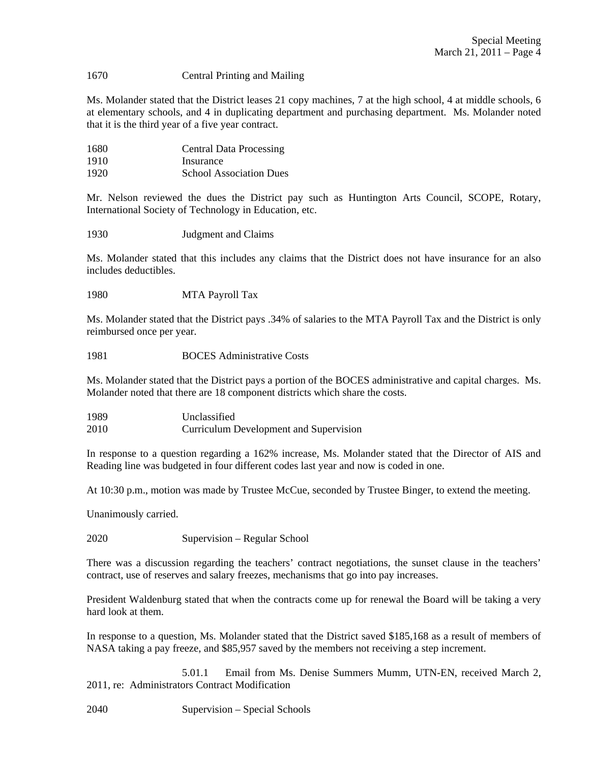1670 Central Printing and Mailing

Ms. Molander stated that the District leases 21 copy machines, 7 at the high school, 4 at middle schools, 6 at elementary schools, and 4 in duplicating department and purchasing department. Ms. Molander noted that it is the third year of a five year contract.

1680 Central Data Processing
1910 Insurance
1920 School Association Dues

Mr. Nelson reviewed the dues the District pay such as Huntington Arts Council, SCOPE, Rotary, International Society of Technology in Education, etc.

1930 Judgment and Claims

Ms. Molander stated that this includes any claims that the District does not have insurance for an also includes deductibles.

1980 MTA Payroll Tax

Ms. Molander stated that the District pays .34% of salaries to the MTA Payroll Tax and the District is only reimbursed once per year.

1981 BOCES Administrative Costs

Ms. Molander stated that the District pays a portion of the BOCES administrative and capital charges. Ms. Molander noted that there are 18 component districts which share the costs.

1989 Unclassified
2010 Curriculum Development and Supervision

In response to a question regarding a 162% increase, Ms. Molander stated that the Director of AIS and Reading line was budgeted in four different codes last year and now is coded in one.

At 10:30 p.m., motion was made by Trustee McCue, seconded by Trustee Binger, to extend the meeting.

Unanimously carried.

2020 Supervision – Regular School

There was a discussion regarding the teachers' contract negotiations, the sunset clause in the teachers' contract, use of reserves and salary freezes, mechanisms that go into pay increases.

President Waldenburg stated that when the contracts come up for renewal the Board will be taking a very hard look at them.

In response to a question, Ms. Molander stated that the District saved $185,168 as a result of members of NASA taking a pay freeze, and $85,957 saved by the members not receiving a step increment.

5.01.1 Email from Ms. Denise Summers Mumm, UTN-EN, received March 2, 2011, re: Administrators Contract Modification

2040 Supervision – Special Schools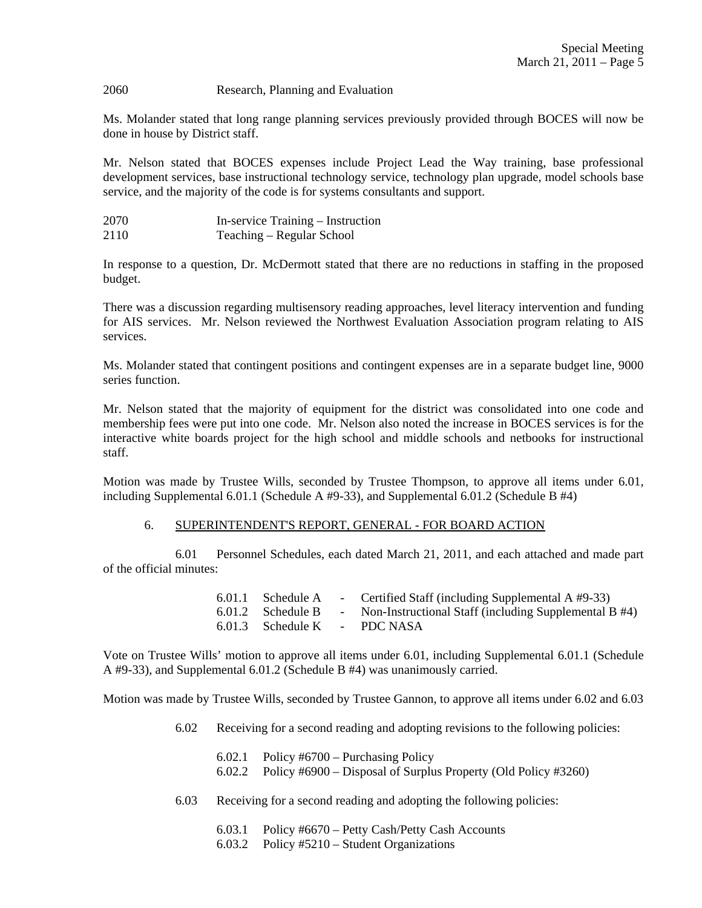2060 Research, Planning and Evaluation

Ms. Molander stated that long range planning services previously provided through BOCES will now be done in house by District staff.

Mr. Nelson stated that BOCES expenses include Project Lead the Way training, base professional development services, base instructional technology service, technology plan upgrade, model schools base service, and the majority of the code is for systems consultants and support.

2070 In-service Training – Instruction
2110 Teaching – Regular School

In response to a question, Dr. McDermott stated that there are no reductions in staffing in the proposed budget.

There was a discussion regarding multisensory reading approaches, level literacy intervention and funding for AIS services. Mr. Nelson reviewed the Northwest Evaluation Association program relating to AIS services.

Ms. Molander stated that contingent positions and contingent expenses are in a separate budget line, 9000 series function.

Mr. Nelson stated that the majority of equipment for the district was consolidated into one code and membership fees were put into one code. Mr. Nelson also noted the increase in BOCES services is for the interactive white boards project for the high school and middle schools and netbooks for instructional staff.

Motion was made by Trustee Wills, seconded by Trustee Thompson, to approve all items under 6.01, including Supplemental 6.01.1 (Schedule A #9-33), and Supplemental 6.01.2 (Schedule B #4)

6. SUPERINTENDENT'S REPORT, GENERAL - FOR BOARD ACTION

6.01 Personnel Schedules, each dated March 21, 2011, and each attached and made part of the official minutes:

6.01.1 Schedule A - Certified Staff (including Supplemental A #9-33)
6.01.2 Schedule B - Non-Instructional Staff (including Supplemental B #4)
6.01.3 Schedule K - PDC NASA

Vote on Trustee Wills' motion to approve all items under 6.01, including Supplemental 6.01.1 (Schedule A #9-33), and Supplemental 6.01.2 (Schedule B #4) was unanimously carried.

Motion was made by Trustee Wills, seconded by Trustee Gannon, to approve all items under 6.02 and 6.03

6.02 Receiving for a second reading and adopting revisions to the following policies:

6.02.1 Policy #6700 – Purchasing Policy
6.02.2 Policy #6900 – Disposal of Surplus Property (Old Policy #3260)

6.03 Receiving for a second reading and adopting the following policies:

6.03.1 Policy #6670 – Petty Cash/Petty Cash Accounts
6.03.2 Policy #5210 – Student Organizations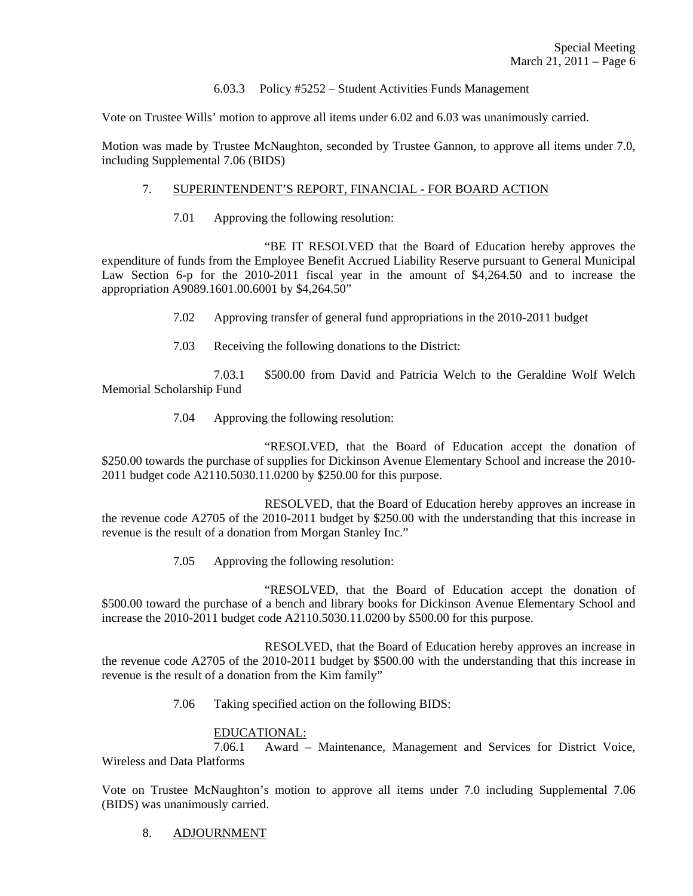6.03.3 Policy #5252 – Student Activities Funds Management

Vote on Trustee Wills' motion to approve all items under 6.02 and 6.03 was unanimously carried.

Motion was made by Trustee McNaughton, seconded by Trustee Gannon, to approve all items under 7.0, including Supplemental 7.06 (BIDS)

7. SUPERINTENDENT'S REPORT, FINANCIAL - FOR BOARD ACTION

7.01 Approving the following resolution:

"BE IT RESOLVED that the Board of Education hereby approves the expenditure of funds from the Employee Benefit Accrued Liability Reserve pursuant to General Municipal Law Section 6-p for the 2010-2011 fiscal year in the amount of $4,264.50 and to increase the appropriation A9089.1601.00.6001 by $4,264.50"

7.02 Approving transfer of general fund appropriations in the 2010-2011 budget

7.03 Receiving the following donations to the District:

7.03.1 $500.00 from David and Patricia Welch to the Geraldine Wolf Welch Memorial Scholarship Fund

7.04 Approving the following resolution:

"RESOLVED, that the Board of Education accept the donation of $250.00 towards the purchase of supplies for Dickinson Avenue Elementary School and increase the 2010-2011 budget code A2110.5030.11.0200 by $250.00 for this purpose.

RESOLVED, that the Board of Education hereby approves an increase in the revenue code A2705 of the 2010-2011 budget by $250.00 with the understanding that this increase in revenue is the result of a donation from Morgan Stanley Inc."

7.05 Approving the following resolution:

"RESOLVED, that the Board of Education accept the donation of $500.00 toward the purchase of a bench and library books for Dickinson Avenue Elementary School and increase the 2010-2011 budget code A2110.5030.11.0200 by $500.00 for this purpose.

RESOLVED, that the Board of Education hereby approves an increase in the revenue code A2705 of the 2010-2011 budget by $500.00 with the understanding that this increase in revenue is the result of a donation from the Kim family"

7.06 Taking specified action on the following BIDS:

EDUCATIONAL:

7.06.1 Award – Maintenance, Management and Services for District Voice, Wireless and Data Platforms

Vote on Trustee McNaughton's motion to approve all items under 7.0 including Supplemental 7.06 (BIDS) was unanimously carried.

8. ADJOURNMENT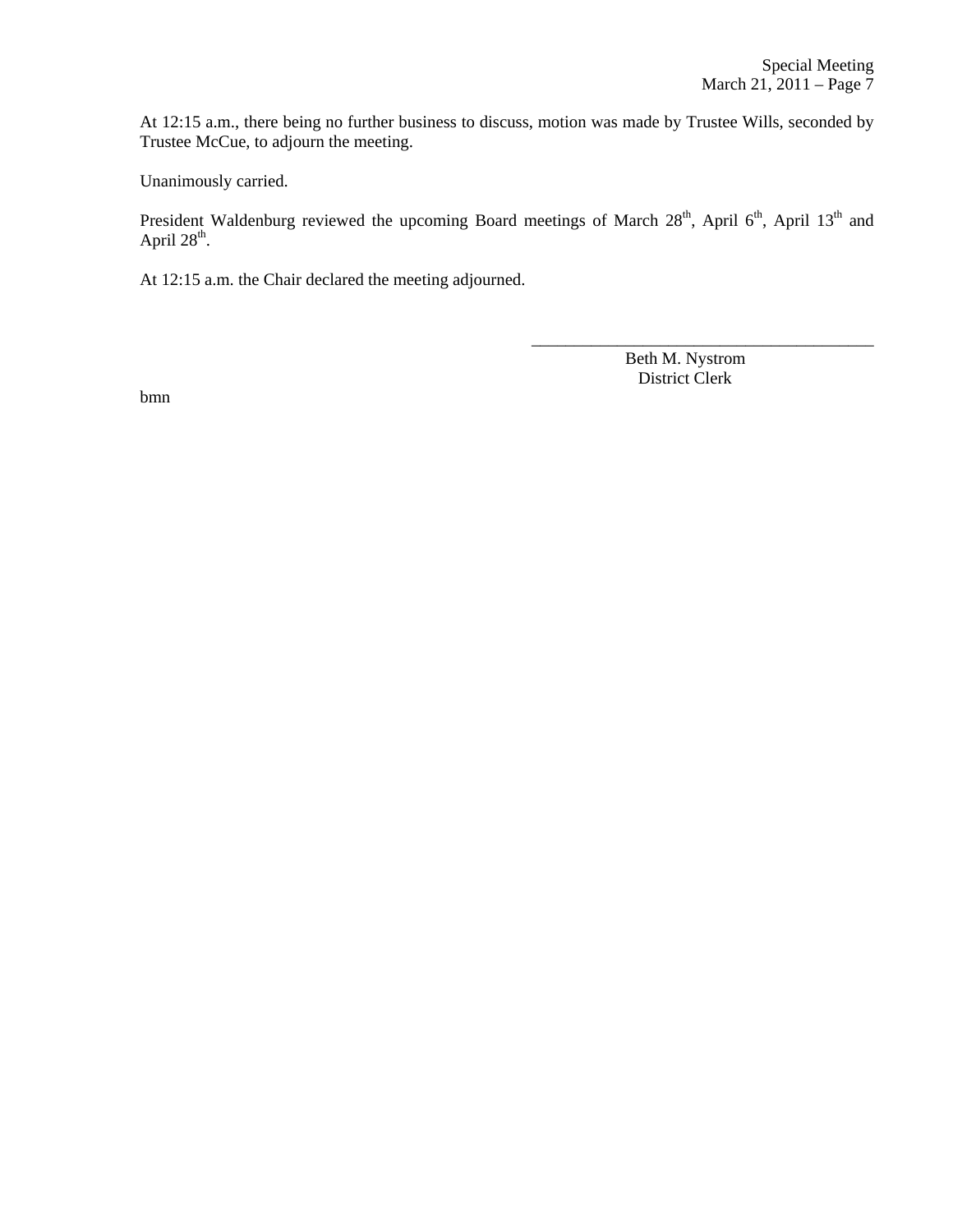At 12:15 a.m., there being no further business to discuss, motion was made by Trustee Wills, seconded by Trustee McCue, to adjourn the meeting.

Unanimously carried.

President Waldenburg reviewed the upcoming Board meetings of March 28th, April 6th, April 13th and April 28th.

At 12:15 a.m. the Chair declared the meeting adjourned.

\_\_\_\_\_\_\_\_\_\_\_\_\_\_\_\_\_\_\_\_\_\_\_\_\_\_\_\_\_\_\_\_\_\_\_\_\_\_\_\_

Beth M. Nystrom
District Clerk

bmn